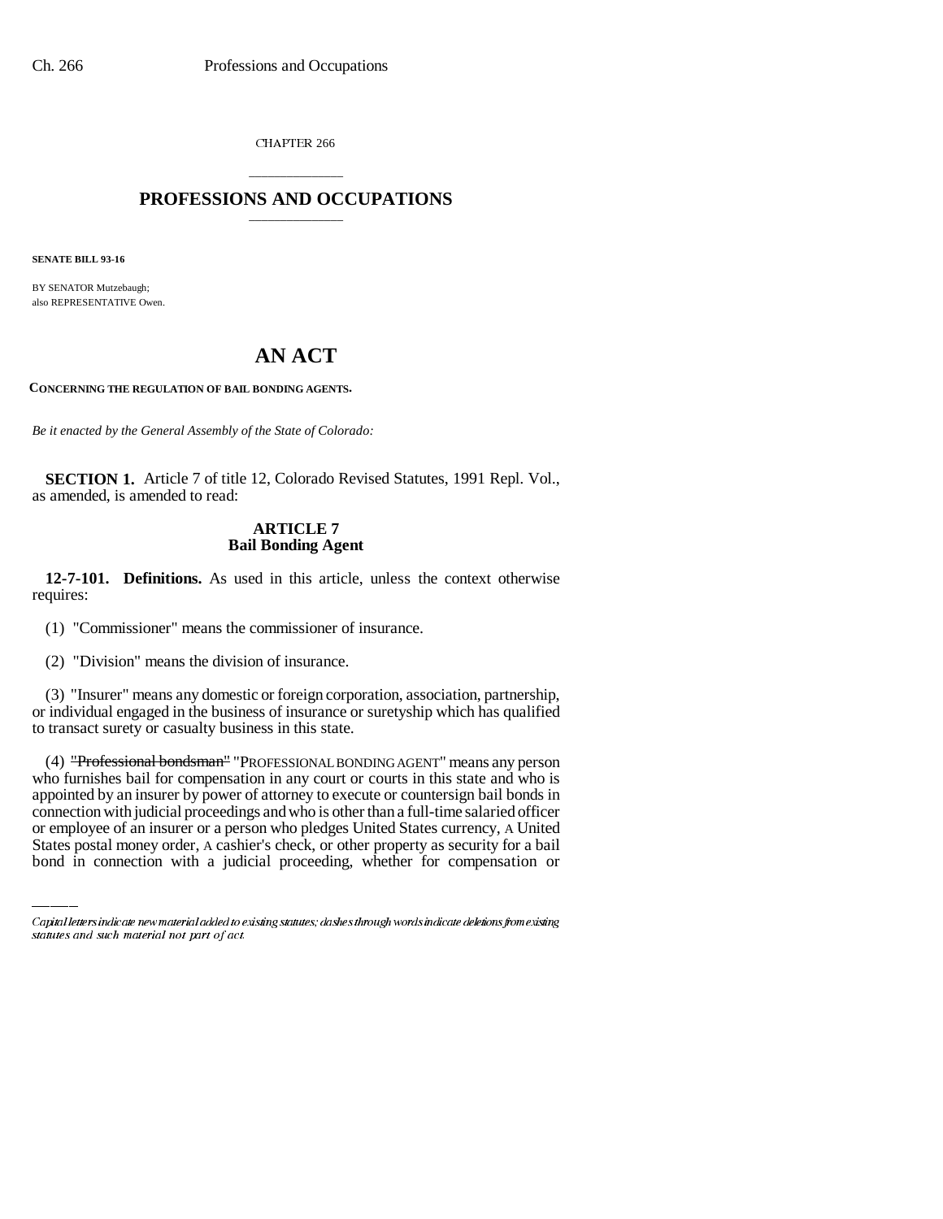CHAPTER 266

# PROFESSIONS AND OCCUPATIONS

**SENATE BILL 93-16**

BY SENATOR Mutzebaugh;
also REPRESENTATIVE Owen.

# AN ACT

**CONCERNING THE REGULATION OF BAIL BONDING AGENTS.**

*Be it enacted by the General Assembly of the State of Colorado:*

**SECTION 1.** Article 7 of title 12, Colorado Revised Statutes, 1991 Repl. Vol., as amended, is amended to read:

## ARTICLE 7
## Bail Bonding Agent

**12-7-101. Definitions.** As used in this article, unless the context otherwise requires:

(1) "Commissioner" means the commissioner of insurance.

(2) "Division" means the division of insurance.

(3) "Insurer" means any domestic or foreign corporation, association, partnership, or individual engaged in the business of insurance or suretyship which has qualified to transact surety or casualty business in this state.

(4) ~~"Professional bondsman"~~ "PROFESSIONAL BONDING AGENT" means any person who furnishes bail for compensation in any court or courts in this state and who is appointed by an insurer by power of attorney to execute or countersign bail bonds in connection with judicial proceedings and who is other than a full-time salaried officer or employee of an insurer or a person who pledges United States currency, A United States postal money order, A cashier's check, or other property as security for a bail bond in connection with a judicial proceeding, whether for compensation or

Capital letters indicate new material added to existing statutes; dashes through words indicate deletions from existing statutes and such material not part of act.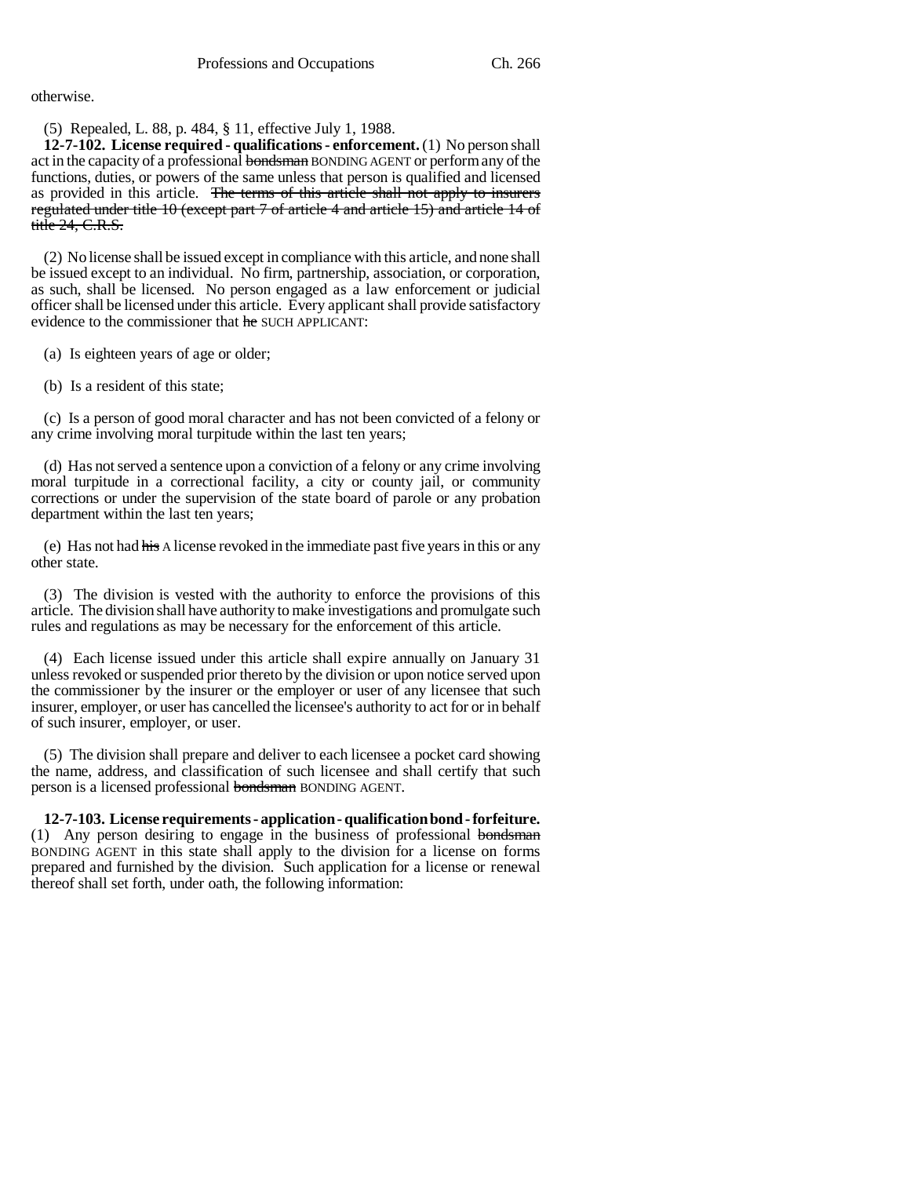otherwise.

(5) Repealed, L. 88, p. 484, § 11, effective July 1, 1988.

**12-7-102. License required - qualifications - enforcement.** (1) No person shall act in the capacity of a professional ~~bondsman~~ BONDING AGENT or perform any of the functions, duties, or powers of the same unless that person is qualified and licensed as provided in this article. ~~The terms of this article shall not apply to insurers regulated under title 10 (except part 7 of article 4 and article 15) and article 14 of title 24, C.R.S.~~

(2) No license shall be issued except in compliance with this article, and none shall be issued except to an individual. No firm, partnership, association, or corporation, as such, shall be licensed. No person engaged as a law enforcement or judicial officer shall be licensed under this article. Every applicant shall provide satisfactory evidence to the commissioner that ~~he~~ SUCH APPLICANT:

(a) Is eighteen years of age or older;

(b) Is a resident of this state;

(c) Is a person of good moral character and has not been convicted of a felony or any crime involving moral turpitude within the last ten years;

(d) Has not served a sentence upon a conviction of a felony or any crime involving moral turpitude in a correctional facility, a city or county jail, or community corrections or under the supervision of the state board of parole or any probation department within the last ten years;

(e) Has not had ~~his~~ A license revoked in the immediate past five years in this or any other state.

(3) The division is vested with the authority to enforce the provisions of this article. The division shall have authority to make investigations and promulgate such rules and regulations as may be necessary for the enforcement of this article.

(4) Each license issued under this article shall expire annually on January 31 unless revoked or suspended prior thereto by the division or upon notice served upon the commissioner by the insurer or the employer or user of any licensee that such insurer, employer, or user has cancelled the licensee's authority to act for or in behalf of such insurer, employer, or user.

(5) The division shall prepare and deliver to each licensee a pocket card showing the name, address, and classification of such licensee and shall certify that such person is a licensed professional ~~bondsman~~ BONDING AGENT.

**12-7-103. License requirements - application - qualification bond - forfeiture.** (1) Any person desiring to engage in the business of professional ~~bondsman~~ BONDING AGENT in this state shall apply to the division for a license on forms prepared and furnished by the division. Such application for a license or renewal thereof shall set forth, under oath, the following information: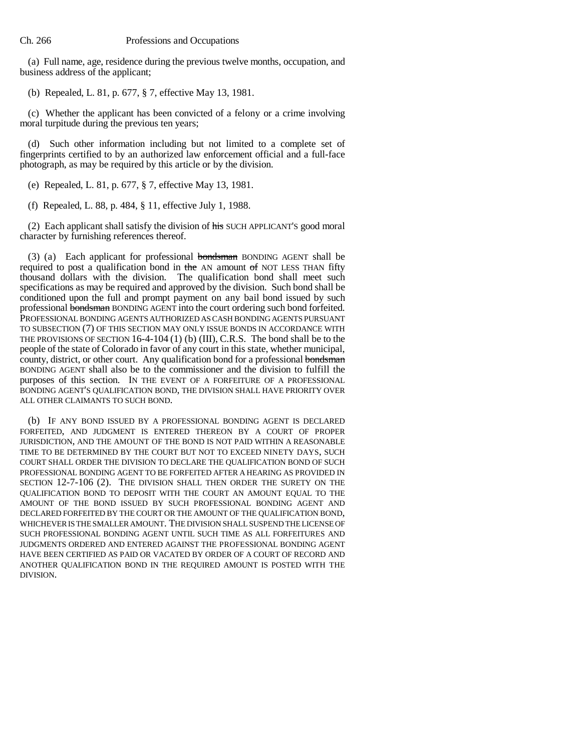(a) Full name, age, residence during the previous twelve months, occupation, and business address of the applicant;

(b) Repealed, L. 81, p. 677, § 7, effective May 13, 1981.

(c) Whether the applicant has been convicted of a felony or a crime involving moral turpitude during the previous ten years;

(d) Such other information including but not limited to a complete set of fingerprints certified to by an authorized law enforcement official and a full-face photograph, as may be required by this article or by the division.

(e) Repealed, L. 81, p. 677, § 7, effective May 13, 1981.

(f) Repealed, L. 88, p. 484, § 11, effective July 1, 1988.

(2) Each applicant shall satisfy the division of ~~his~~ SUCH APPLICANT'S good moral character by furnishing references thereof.

(3) (a) Each applicant for professional ~~bondsman~~ BONDING AGENT shall be required to post a qualification bond in ~~the~~ AN amount ~~of~~ NOT LESS THAN fifty thousand dollars with the division. The qualification bond shall meet such specifications as may be required and approved by the division. Such bond shall be conditioned upon the full and prompt payment on any bail bond issued by such professional ~~bondsman~~ BONDING AGENT into the court ordering such bond forfeited. PROFESSIONAL BONDING AGENTS AUTHORIZED AS CASH BONDING AGENTS PURSUANT TO SUBSECTION (7) OF THIS SECTION MAY ONLY ISSUE BONDS IN ACCORDANCE WITH THE PROVISIONS OF SECTION 16-4-104 (1) (b) (III), C.R.S. The bond shall be to the people of the state of Colorado in favor of any court in this state, whether municipal, county, district, or other court. Any qualification bond for a professional ~~bondsman~~ BONDING AGENT shall also be to the commissioner and the division to fulfill the purposes of this section. IN THE EVENT OF A FORFEITURE OF A PROFESSIONAL BONDING AGENT'S QUALIFICATION BOND, THE DIVISION SHALL HAVE PRIORITY OVER ALL OTHER CLAIMANTS TO SUCH BOND.

(b) IF ANY BOND ISSUED BY A PROFESSIONAL BONDING AGENT IS DECLARED FORFEITED, AND JUDGMENT IS ENTERED THEREON BY A COURT OF PROPER JURISDICTION, AND THE AMOUNT OF THE BOND IS NOT PAID WITHIN A REASONABLE TIME TO BE DETERMINED BY THE COURT BUT NOT TO EXCEED NINETY DAYS, SUCH COURT SHALL ORDER THE DIVISION TO DECLARE THE QUALIFICATION BOND OF SUCH PROFESSIONAL BONDING AGENT TO BE FORFEITED AFTER A HEARING AS PROVIDED IN SECTION 12-7-106 (2). THE DIVISION SHALL THEN ORDER THE SURETY ON THE QUALIFICATION BOND TO DEPOSIT WITH THE COURT AN AMOUNT EQUAL TO THE AMOUNT OF THE BOND ISSUED BY SUCH PROFESSIONAL BONDING AGENT AND DECLARED FORFEITED BY THE COURT OR THE AMOUNT OF THE QUALIFICATION BOND, WHICHEVER IS THE SMALLER AMOUNT. THE DIVISION SHALL SUSPEND THE LICENSE OF SUCH PROFESSIONAL BONDING AGENT UNTIL SUCH TIME AS ALL FORFEITURES AND JUDGMENTS ORDERED AND ENTERED AGAINST THE PROFESSIONAL BONDING AGENT HAVE BEEN CERTIFIED AS PAID OR VACATED BY ORDER OF A COURT OF RECORD AND ANOTHER QUALIFICATION BOND IN THE REQUIRED AMOUNT IS POSTED WITH THE DIVISION.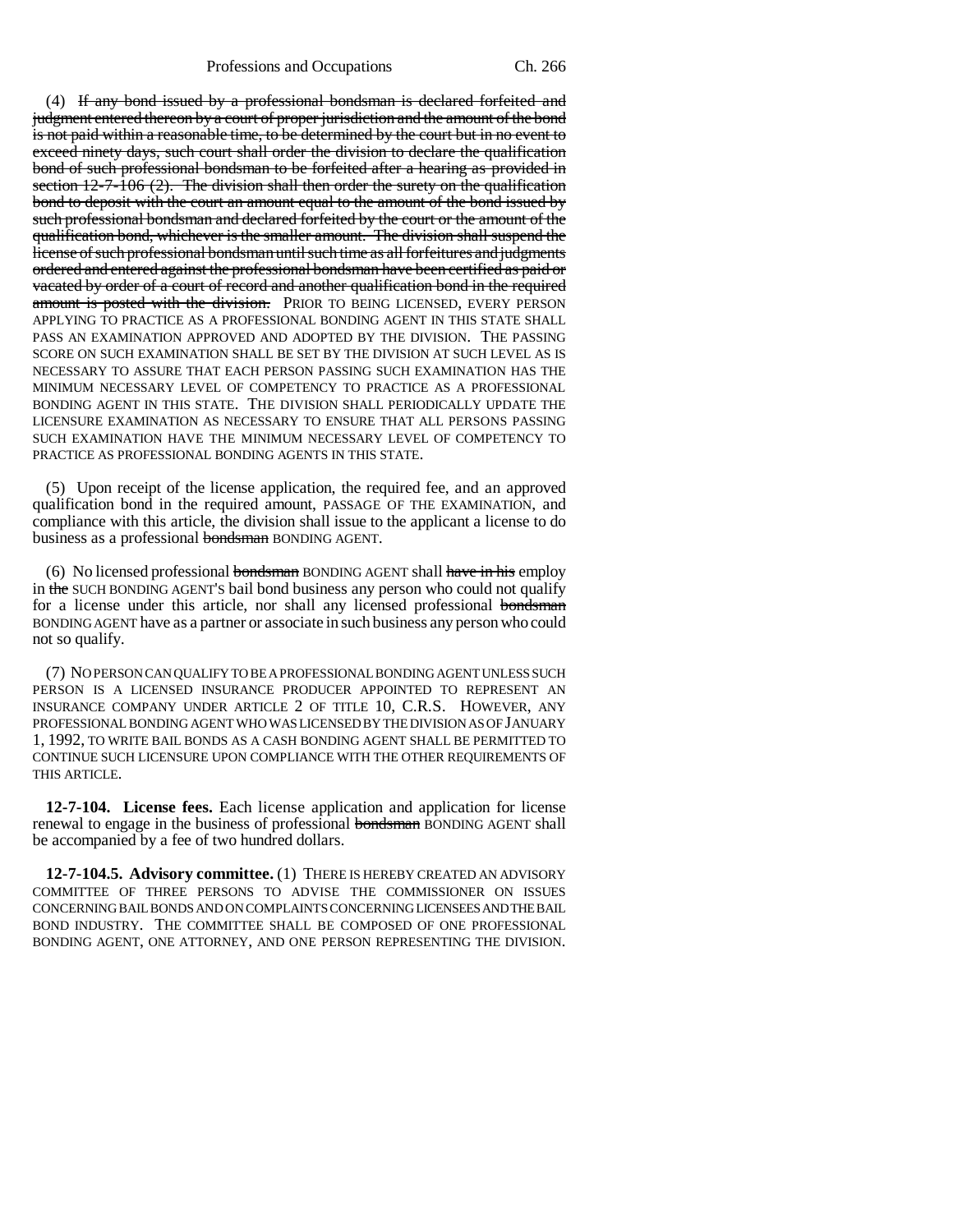(4) ~~If any bond issued by a professional bondsman is declared forfeited and judgment entered thereon by a court of proper jurisdiction and the amount of the bond is not paid within a reasonable time, to be determined by the court but in no event to exceed ninety days, such court shall order the division to declare the qualification bond of such professional bondsman to be forfeited after a hearing as provided in section 12-7-106 (2). The division shall then order the surety on the qualification bond to deposit with the court an amount equal to the amount of the bond issued by such professional bondsman and declared forfeited by the court or the amount of the qualification bond, whichever is the smaller amount. The division shall suspend the license of such professional bondsman until such time as all forfeitures and judgments ordered and entered against the professional bondsman have been certified as paid or vacated by order of a court of record and another qualification bond in the required amount is posted with the division.~~ PRIOR TO BEING LICENSED, EVERY PERSON APPLYING TO PRACTICE AS A PROFESSIONAL BONDING AGENT IN THIS STATE SHALL PASS AN EXAMINATION APPROVED AND ADOPTED BY THE DIVISION. THE PASSING SCORE ON SUCH EXAMINATION SHALL BE SET BY THE DIVISION AT SUCH LEVEL AS IS NECESSARY TO ASSURE THAT EACH PERSON PASSING SUCH EXAMINATION HAS THE MINIMUM NECESSARY LEVEL OF COMPETENCY TO PRACTICE AS A PROFESSIONAL BONDING AGENT IN THIS STATE. THE DIVISION SHALL PERIODICALLY UPDATE THE LICENSURE EXAMINATION AS NECESSARY TO ENSURE THAT ALL PERSONS PASSING SUCH EXAMINATION HAVE THE MINIMUM NECESSARY LEVEL OF COMPETENCY TO PRACTICE AS PROFESSIONAL BONDING AGENTS IN THIS STATE.

(5) Upon receipt of the license application, the required fee, and an approved qualification bond in the required amount, PASSAGE OF THE EXAMINATION, and compliance with this article, the division shall issue to the applicant a license to do business as a professional ~~bondsman~~ BONDING AGENT.

(6) No licensed professional ~~bondsman~~ BONDING AGENT shall ~~have in his~~ employ in ~~the~~ SUCH BONDING AGENT'S bail bond business any person who could not qualify for a license under this article, nor shall any licensed professional ~~bondsman~~ BONDING AGENT have as a partner or associate in such business any person who could not so qualify.

(7) NO PERSON CAN QUALIFY TO BE A PROFESSIONAL BONDING AGENT UNLESS SUCH PERSON IS A LICENSED INSURANCE PRODUCER APPOINTED TO REPRESENT AN INSURANCE COMPANY UNDER ARTICLE 2 OF TITLE 10, C.R.S. HOWEVER, ANY PROFESSIONAL BONDING AGENT WHO WAS LICENSED BY THE DIVISION AS OF JANUARY 1, 1992, TO WRITE BAIL BONDS AS A CASH BONDING AGENT SHALL BE PERMITTED TO CONTINUE SUCH LICENSURE UPON COMPLIANCE WITH THE OTHER REQUIREMENTS OF THIS ARTICLE.

**12-7-104. License fees.** Each license application and application for license renewal to engage in the business of professional ~~bondsman~~ BONDING AGENT shall be accompanied by a fee of two hundred dollars.

**12-7-104.5. Advisory committee.** (1) THERE IS HEREBY CREATED AN ADVISORY COMMITTEE OF THREE PERSONS TO ADVISE THE COMMISSIONER ON ISSUES CONCERNING BAIL BONDS AND ON COMPLAINTS CONCERNING LICENSEES AND THE BAIL BOND INDUSTRY. THE COMMITTEE SHALL BE COMPOSED OF ONE PROFESSIONAL BONDING AGENT, ONE ATTORNEY, AND ONE PERSON REPRESENTING THE DIVISION.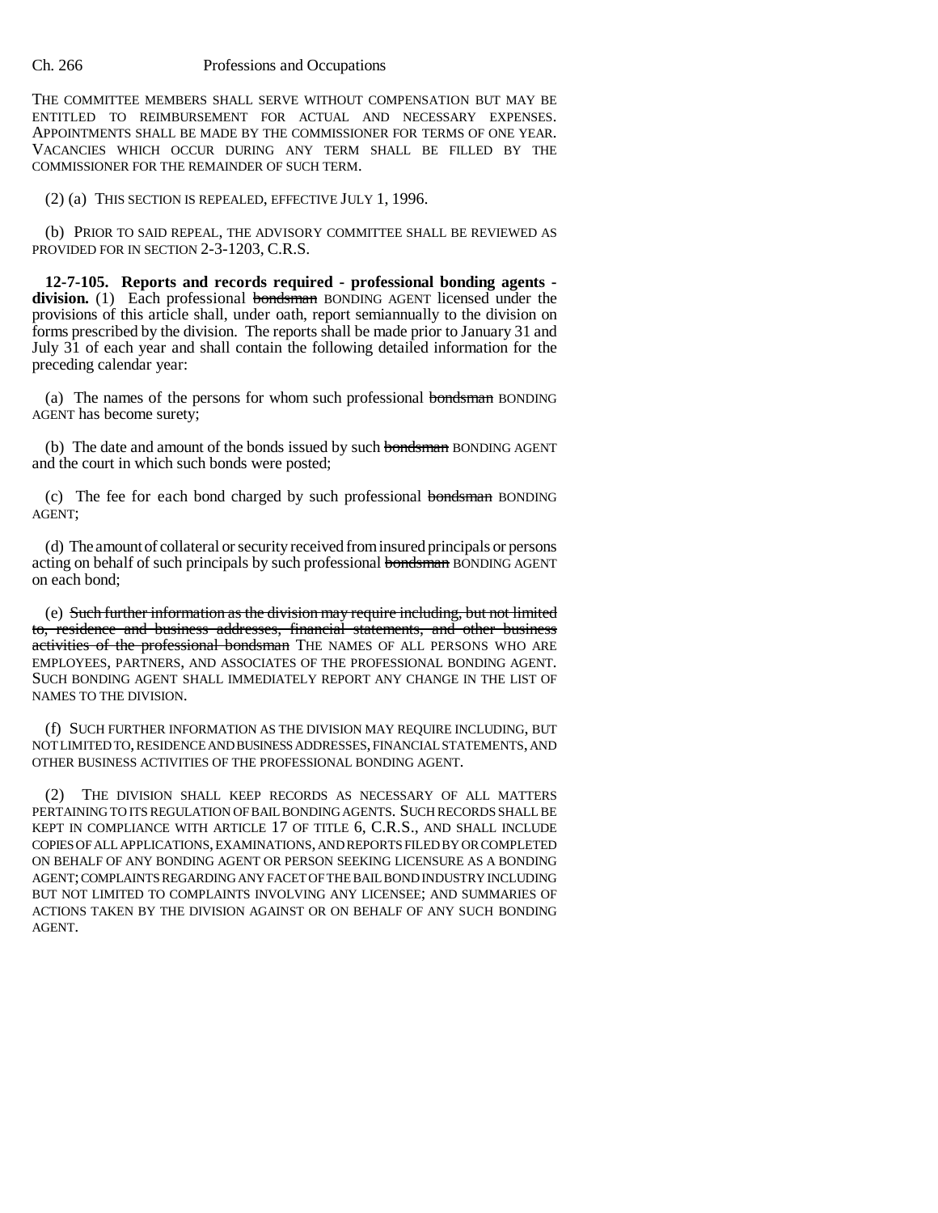THE COMMITTEE MEMBERS SHALL SERVE WITHOUT COMPENSATION BUT MAY BE ENTITLED TO REIMBURSEMENT FOR ACTUAL AND NECESSARY EXPENSES. APPOINTMENTS SHALL BE MADE BY THE COMMISSIONER FOR TERMS OF ONE YEAR. VACANCIES WHICH OCCUR DURING ANY TERM SHALL BE FILLED BY THE COMMISSIONER FOR THE REMAINDER OF SUCH TERM.

(2) (a) THIS SECTION IS REPEALED, EFFECTIVE JULY 1, 1996.

(b) PRIOR TO SAID REPEAL, THE ADVISORY COMMITTEE SHALL BE REVIEWED AS PROVIDED FOR IN SECTION 2-3-1203, C.R.S.

**12-7-105. Reports and records required - professional bonding agents - division.** (1) Each professional ~~bondsman~~ BONDING AGENT licensed under the provisions of this article shall, under oath, report semiannually to the division on forms prescribed by the division. The reports shall be made prior to January 31 and July 31 of each year and shall contain the following detailed information for the preceding calendar year:

(a) The names of the persons for whom such professional ~~bondsman~~ BONDING AGENT has become surety;

(b) The date and amount of the bonds issued by such ~~bondsman~~ BONDING AGENT and the court in which such bonds were posted;

(c) The fee for each bond charged by such professional ~~bondsman~~ BONDING AGENT;

(d) The amount of collateral or security received from insured principals or persons acting on behalf of such principals by such professional ~~bondsman~~ BONDING AGENT on each bond;

(e) ~~Such further information as the division may require including, but not limited to, residence and business addresses, financial statements, and other business activities of the professional bondsman~~ THE NAMES OF ALL PERSONS WHO ARE EMPLOYEES, PARTNERS, AND ASSOCIATES OF THE PROFESSIONAL BONDING AGENT. SUCH BONDING AGENT SHALL IMMEDIATELY REPORT ANY CHANGE IN THE LIST OF NAMES TO THE DIVISION.

(f) SUCH FURTHER INFORMATION AS THE DIVISION MAY REQUIRE INCLUDING, BUT NOT LIMITED TO, RESIDENCE AND BUSINESS ADDRESSES, FINANCIAL STATEMENTS, AND OTHER BUSINESS ACTIVITIES OF THE PROFESSIONAL BONDING AGENT.

(2) THE DIVISION SHALL KEEP RECORDS AS NECESSARY OF ALL MATTERS PERTAINING TO ITS REGULATION OF BAIL BONDING AGENTS. SUCH RECORDS SHALL BE KEPT IN COMPLIANCE WITH ARTICLE 17 OF TITLE 6, C.R.S., AND SHALL INCLUDE COPIES OF ALL APPLICATIONS, EXAMINATIONS, AND REPORTS FILED BY OR COMPLETED ON BEHALF OF ANY BONDING AGENT OR PERSON SEEKING LICENSURE AS A BONDING AGENT; COMPLAINTS REGARDING ANY FACET OF THE BAIL BOND INDUSTRY INCLUDING BUT NOT LIMITED TO COMPLAINTS INVOLVING ANY LICENSEE; AND SUMMARIES OF ACTIONS TAKEN BY THE DIVISION AGAINST OR ON BEHALF OF ANY SUCH BONDING AGENT.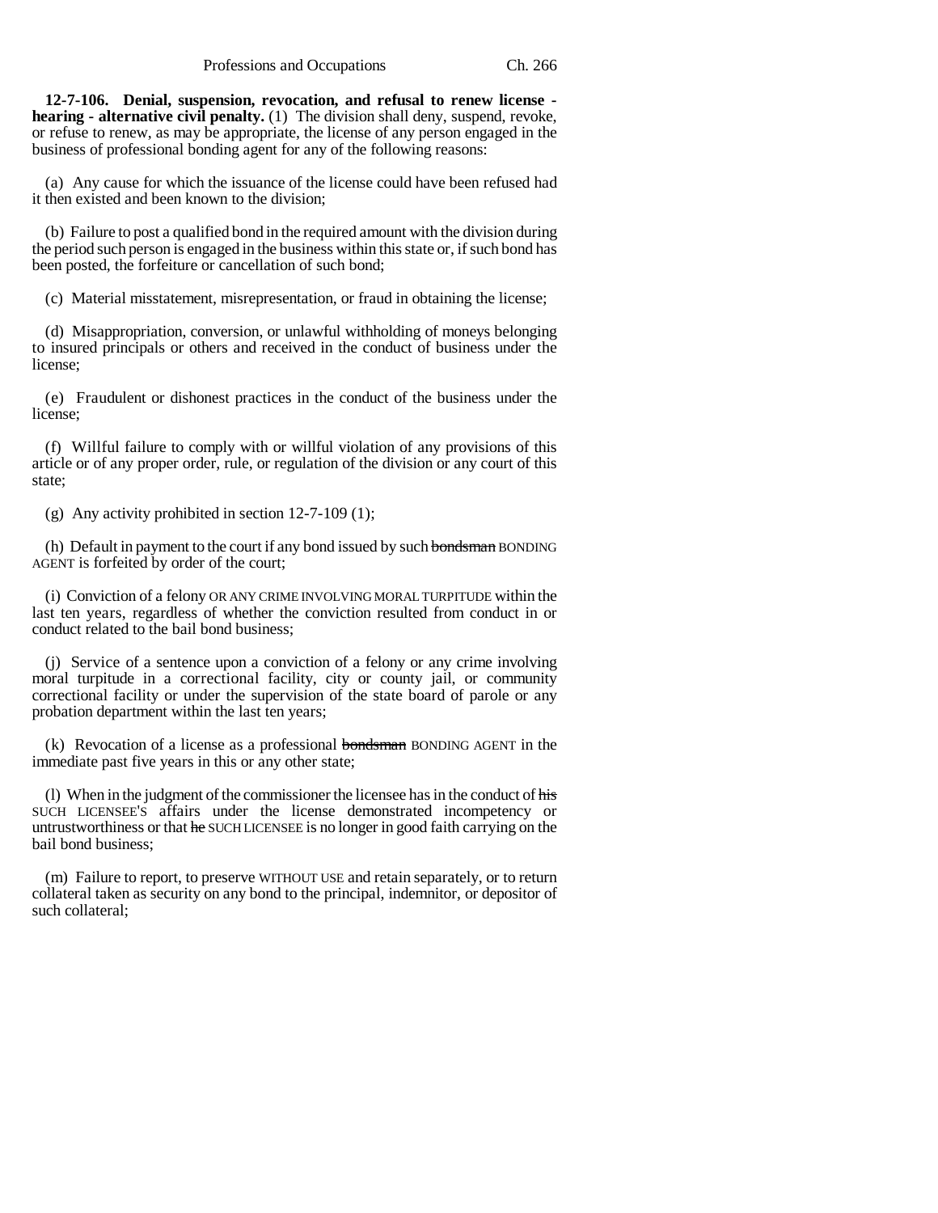**12-7-106. Denial, suspension, revocation, and refusal to renew license - hearing - alternative civil penalty.** (1) The division shall deny, suspend, revoke, or refuse to renew, as may be appropriate, the license of any person engaged in the business of professional bonding agent for any of the following reasons:

(a) Any cause for which the issuance of the license could have been refused had it then existed and been known to the division;

(b) Failure to post a qualified bond in the required amount with the division during the period such person is engaged in the business within this state or, if such bond has been posted, the forfeiture or cancellation of such bond;

(c) Material misstatement, misrepresentation, or fraud in obtaining the license;

(d) Misappropriation, conversion, or unlawful withholding of moneys belonging to insured principals or others and received in the conduct of business under the license;

(e) Fraudulent or dishonest practices in the conduct of the business under the license;

(f) Willful failure to comply with or willful violation of any provisions of this article or of any proper order, rule, or regulation of the division or any court of this state;

(g) Any activity prohibited in section 12-7-109 (1);

(h) Default in payment to the court if any bond issued by such ~~bondsman~~ BONDING AGENT is forfeited by order of the court;

(i) Conviction of a felony OR ANY CRIME INVOLVING MORAL TURPITUDE within the last ten years, regardless of whether the conviction resulted from conduct in or conduct related to the bail bond business;

(j) Service of a sentence upon a conviction of a felony or any crime involving moral turpitude in a correctional facility, city or county jail, or community correctional facility or under the supervision of the state board of parole or any probation department within the last ten years;

(k) Revocation of a license as a professional ~~bondsman~~ BONDING AGENT in the immediate past five years in this or any other state;

(l) When in the judgment of the commissioner the licensee has in the conduct of ~~his~~ SUCH LICENSEE'S affairs under the license demonstrated incompetency or untrustworthiness or that ~~he~~ SUCH LICENSEE is no longer in good faith carrying on the bail bond business;

(m) Failure to report, to preserve WITHOUT USE and retain separately, or to return collateral taken as security on any bond to the principal, indemnitor, or depositor of such collateral;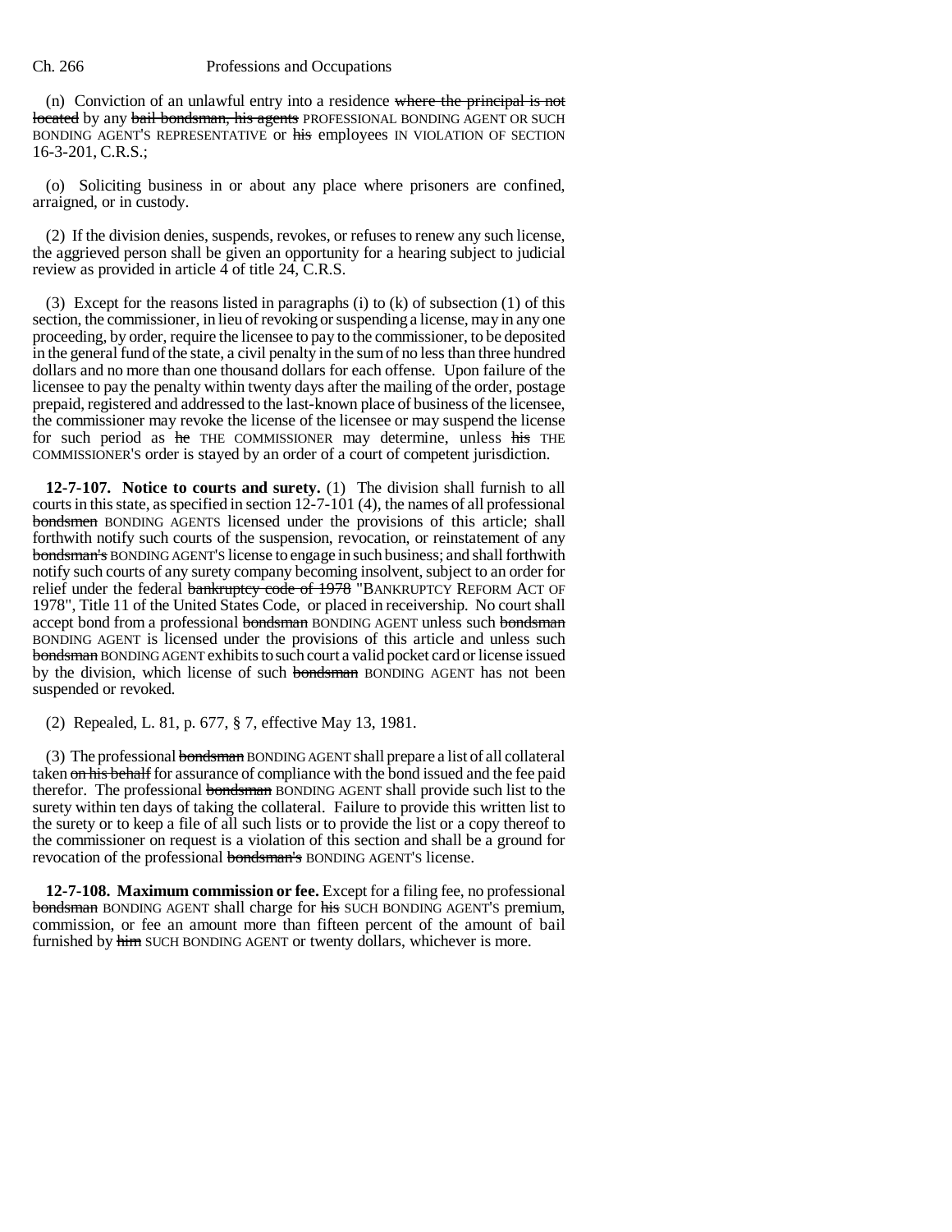(n) Conviction of an unlawful entry into a residence ~~where the principal is not located~~ by any ~~bail bondsman, his agents~~ PROFESSIONAL BONDING AGENT OR SUCH BONDING AGENT'S REPRESENTATIVE or ~~his~~ employees IN VIOLATION OF SECTION 16-3-201, C.R.S.;

(o) Soliciting business in or about any place where prisoners are confined, arraigned, or in custody.

(2) If the division denies, suspends, revokes, or refuses to renew any such license, the aggrieved person shall be given an opportunity for a hearing subject to judicial review as provided in article 4 of title 24, C.R.S.

(3) Except for the reasons listed in paragraphs (i) to (k) of subsection (1) of this section, the commissioner, in lieu of revoking or suspending a license, may in any one proceeding, by order, require the licensee to pay to the commissioner, to be deposited in the general fund of the state, a civil penalty in the sum of no less than three hundred dollars and no more than one thousand dollars for each offense. Upon failure of the licensee to pay the penalty within twenty days after the mailing of the order, postage prepaid, registered and addressed to the last-known place of business of the licensee, the commissioner may revoke the license of the licensee or may suspend the license for such period as ~~he~~ THE COMMISSIONER may determine, unless ~~his~~ THE COMMISSIONER'S order is stayed by an order of a court of competent jurisdiction.

**12-7-107. Notice to courts and surety.** (1) The division shall furnish to all courts in this state, as specified in section 12-7-101 (4), the names of all professional ~~bondsmen~~ BONDING AGENTS licensed under the provisions of this article; shall forthwith notify such courts of the suspension, revocation, or reinstatement of any ~~bondsman's~~ BONDING AGENT'S license to engage in such business; and shall forthwith notify such courts of any surety company becoming insolvent, subject to an order for relief under the federal ~~bankruptcy code of 1978~~ "BANKRUPTCY REFORM ACT OF 1978", Title 11 of the United States Code, or placed in receivership. No court shall accept bond from a professional ~~bondsman~~ BONDING AGENT unless such ~~bondsman~~ BONDING AGENT is licensed under the provisions of this article and unless such ~~bondsman~~ BONDING AGENT exhibits to such court a valid pocket card or license issued by the division, which license of such ~~bondsman~~ BONDING AGENT has not been suspended or revoked.

(2) Repealed, L. 81, p. 677, § 7, effective May 13, 1981.

(3) The professional ~~bondsman~~ BONDING AGENT shall prepare a list of all collateral taken ~~on his behalf~~ for assurance of compliance with the bond issued and the fee paid therefor. The professional ~~bondsman~~ BONDING AGENT shall provide such list to the surety within ten days of taking the collateral. Failure to provide this written list to the surety or to keep a file of all such lists or to provide the list or a copy thereof to the commissioner on request is a violation of this section and shall be a ground for revocation of the professional ~~bondsman's~~ BONDING AGENT'S license.

**12-7-108. Maximum commission or fee.** Except for a filing fee, no professional ~~bondsman~~ BONDING AGENT shall charge for ~~his~~ SUCH BONDING AGENT'S premium, commission, or fee an amount more than fifteen percent of the amount of bail furnished by ~~him~~ SUCH BONDING AGENT or twenty dollars, whichever is more.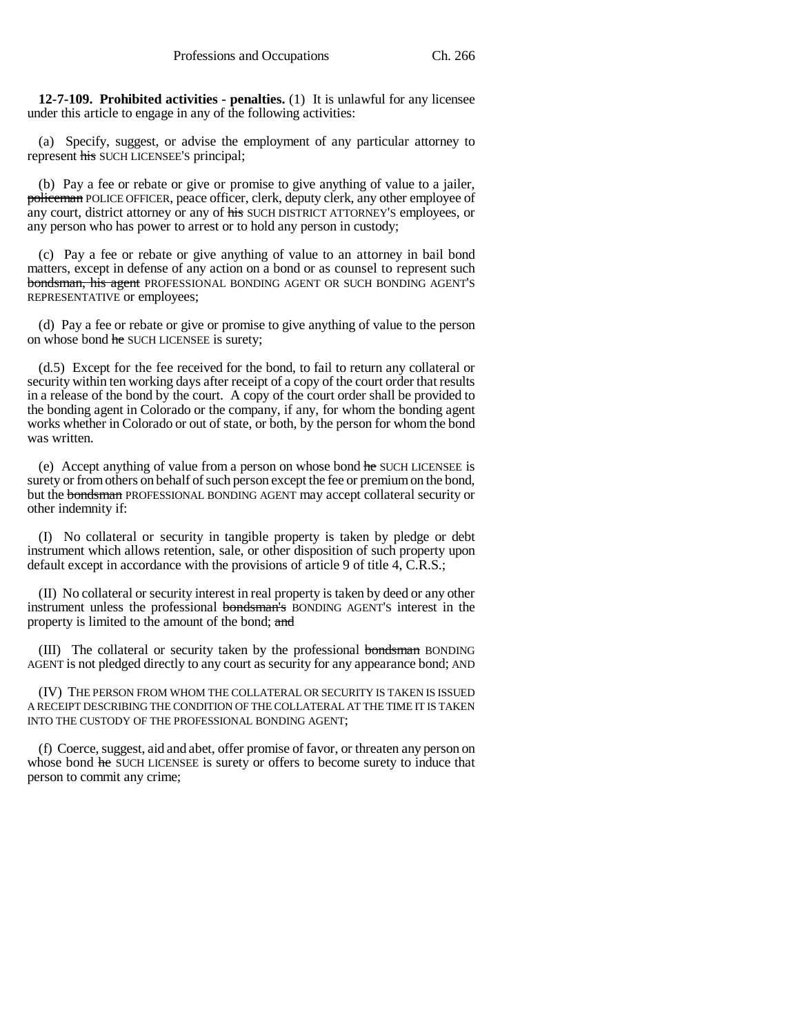**12-7-109. Prohibited activities - penalties.** (1) It is unlawful for any licensee under this article to engage in any of the following activities:

(a) Specify, suggest, or advise the employment of any particular attorney to represent ~~his~~ SUCH LICENSEE'S principal;

(b) Pay a fee or rebate or give or promise to give anything of value to a jailer, ~~policeman~~ POLICE OFFICER, peace officer, clerk, deputy clerk, any other employee of any court, district attorney or any of ~~his~~ SUCH DISTRICT ATTORNEY'S employees, or any person who has power to arrest or to hold any person in custody;

(c) Pay a fee or rebate or give anything of value to an attorney in bail bond matters, except in defense of any action on a bond or as counsel to represent such ~~bondsman, his agent~~ PROFESSIONAL BONDING AGENT OR SUCH BONDING AGENT'S REPRESENTATIVE or employees;

(d) Pay a fee or rebate or give or promise to give anything of value to the person on whose bond ~~he~~ SUCH LICENSEE is surety;

(d.5) Except for the fee received for the bond, to fail to return any collateral or security within ten working days after receipt of a copy of the court order that results in a release of the bond by the court. A copy of the court order shall be provided to the bonding agent in Colorado or the company, if any, for whom the bonding agent works whether in Colorado or out of state, or both, by the person for whom the bond was written.

(e) Accept anything of value from a person on whose bond ~~he~~ SUCH LICENSEE is surety or from others on behalf of such person except the fee or premium on the bond, but the ~~bondsman~~ PROFESSIONAL BONDING AGENT may accept collateral security or other indemnity if:

(I) No collateral or security in tangible property is taken by pledge or debt instrument which allows retention, sale, or other disposition of such property upon default except in accordance with the provisions of article 9 of title 4, C.R.S.;

(II) No collateral or security interest in real property is taken by deed or any other instrument unless the professional ~~bondsman's~~ BONDING AGENT'S interest in the property is limited to the amount of the bond; ~~and~~

(III) The collateral or security taken by the professional ~~bondsman~~ BONDING AGENT is not pledged directly to any court as security for any appearance bond; AND

(IV) THE PERSON FROM WHOM THE COLLATERAL OR SECURITY IS TAKEN IS ISSUED A RECEIPT DESCRIBING THE CONDITION OF THE COLLATERAL AT THE TIME IT IS TAKEN INTO THE CUSTODY OF THE PROFESSIONAL BONDING AGENT;

(f) Coerce, suggest, aid and abet, offer promise of favor, or threaten any person on whose bond ~~he~~ SUCH LICENSEE is surety or offers to become surety to induce that person to commit any crime;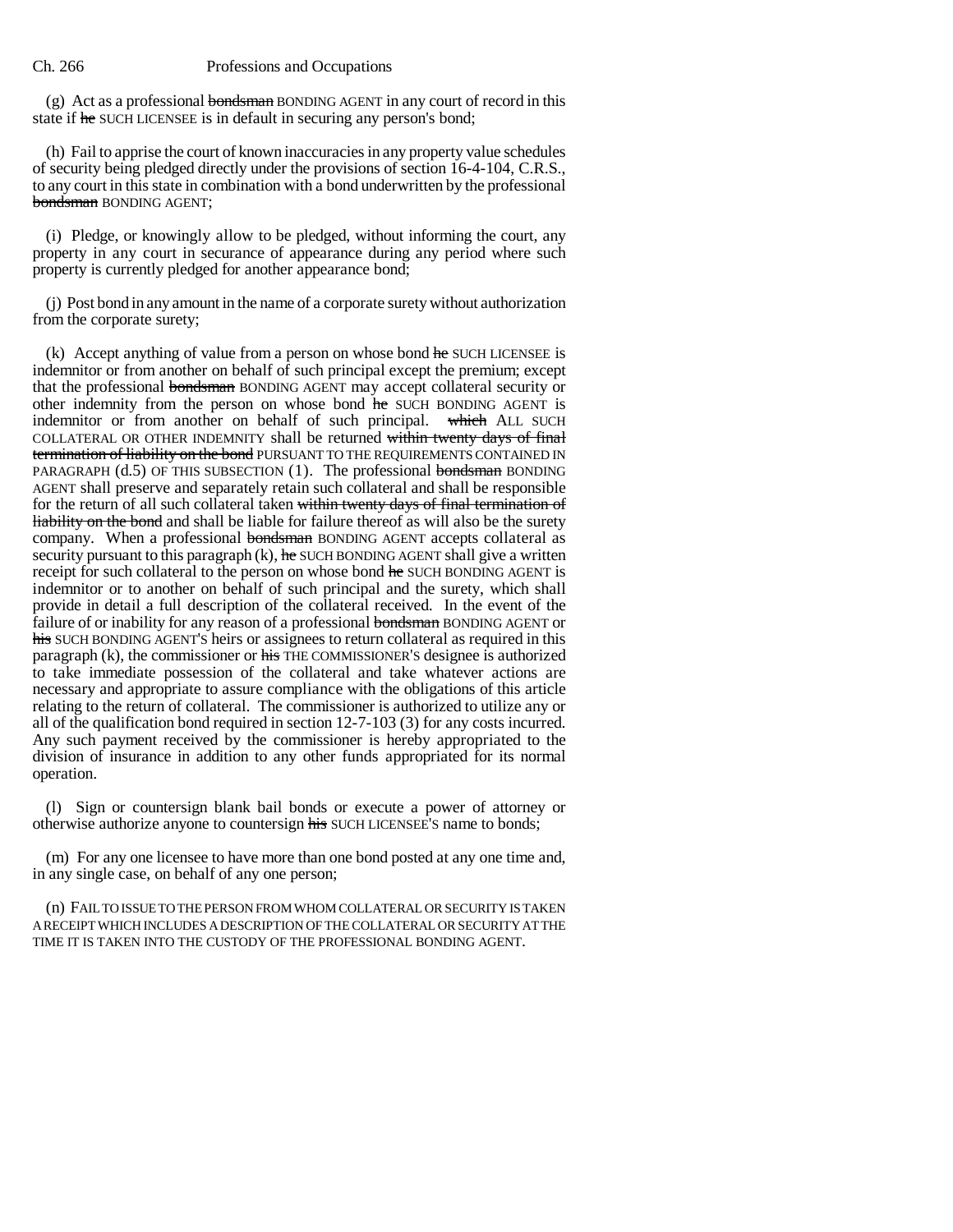(g) Act as a professional ~~bondsman~~ BONDING AGENT in any court of record in this state if ~~he~~ SUCH LICENSEE is in default in securing any person's bond;

(h) Fail to apprise the court of known inaccuracies in any property value schedules of security being pledged directly under the provisions of section 16-4-104, C.R.S., to any court in this state in combination with a bond underwritten by the professional ~~bondsman~~ BONDING AGENT;

(i) Pledge, or knowingly allow to be pledged, without informing the court, any property in any court in securance of appearance during any period where such property is currently pledged for another appearance bond;

(j) Post bond in any amount in the name of a corporate surety without authorization from the corporate surety;

(k) Accept anything of value from a person on whose bond ~~he~~ SUCH LICENSEE is indemnitor or from another on behalf of such principal except the premium; except that the professional ~~bondsman~~ BONDING AGENT may accept collateral security or other indemnity from the person on whose bond ~~he~~ SUCH BONDING AGENT is indemnitor or from another on behalf of such principal. ~~which~~ ALL SUCH COLLATERAL OR OTHER INDEMNITY shall be returned ~~within twenty days of final termination of liability on the bond~~ PURSUANT TO THE REQUIREMENTS CONTAINED IN PARAGRAPH (d.5) OF THIS SUBSECTION (1). The professional ~~bondsman~~ BONDING AGENT shall preserve and separately retain such collateral and shall be responsible for the return of all such collateral taken ~~within twenty days of final termination of liability on the bond~~ and shall be liable for failure thereof as will also be the surety company. When a professional ~~bondsman~~ BONDING AGENT accepts collateral as security pursuant to this paragraph (k), ~~he~~ SUCH BONDING AGENT shall give a written receipt for such collateral to the person on whose bond ~~he~~ SUCH BONDING AGENT is indemnitor or to another on behalf of such principal and the surety, which shall provide in detail a full description of the collateral received. In the event of the failure of or inability for any reason of a professional ~~bondsman~~ BONDING AGENT or ~~his~~ SUCH BONDING AGENT'S heirs or assignees to return collateral as required in this paragraph (k), the commissioner or ~~his~~ THE COMMISSIONER'S designee is authorized to take immediate possession of the collateral and take whatever actions are necessary and appropriate to assure compliance with the obligations of this article relating to the return of collateral. The commissioner is authorized to utilize any or all of the qualification bond required in section 12-7-103 (3) for any costs incurred. Any such payment received by the commissioner is hereby appropriated to the division of insurance in addition to any other funds appropriated for its normal operation.

(l) Sign or countersign blank bail bonds or execute a power of attorney or otherwise authorize anyone to countersign ~~his~~ SUCH LICENSEE'S name to bonds;

(m) For any one licensee to have more than one bond posted at any one time and, in any single case, on behalf of any one person;

(n) FAIL TO ISSUE TO THE PERSON FROM WHOM COLLATERAL OR SECURITY IS TAKEN A RECEIPT WHICH INCLUDES A DESCRIPTION OF THE COLLATERAL OR SECURITY AT THE TIME IT IS TAKEN INTO THE CUSTODY OF THE PROFESSIONAL BONDING AGENT.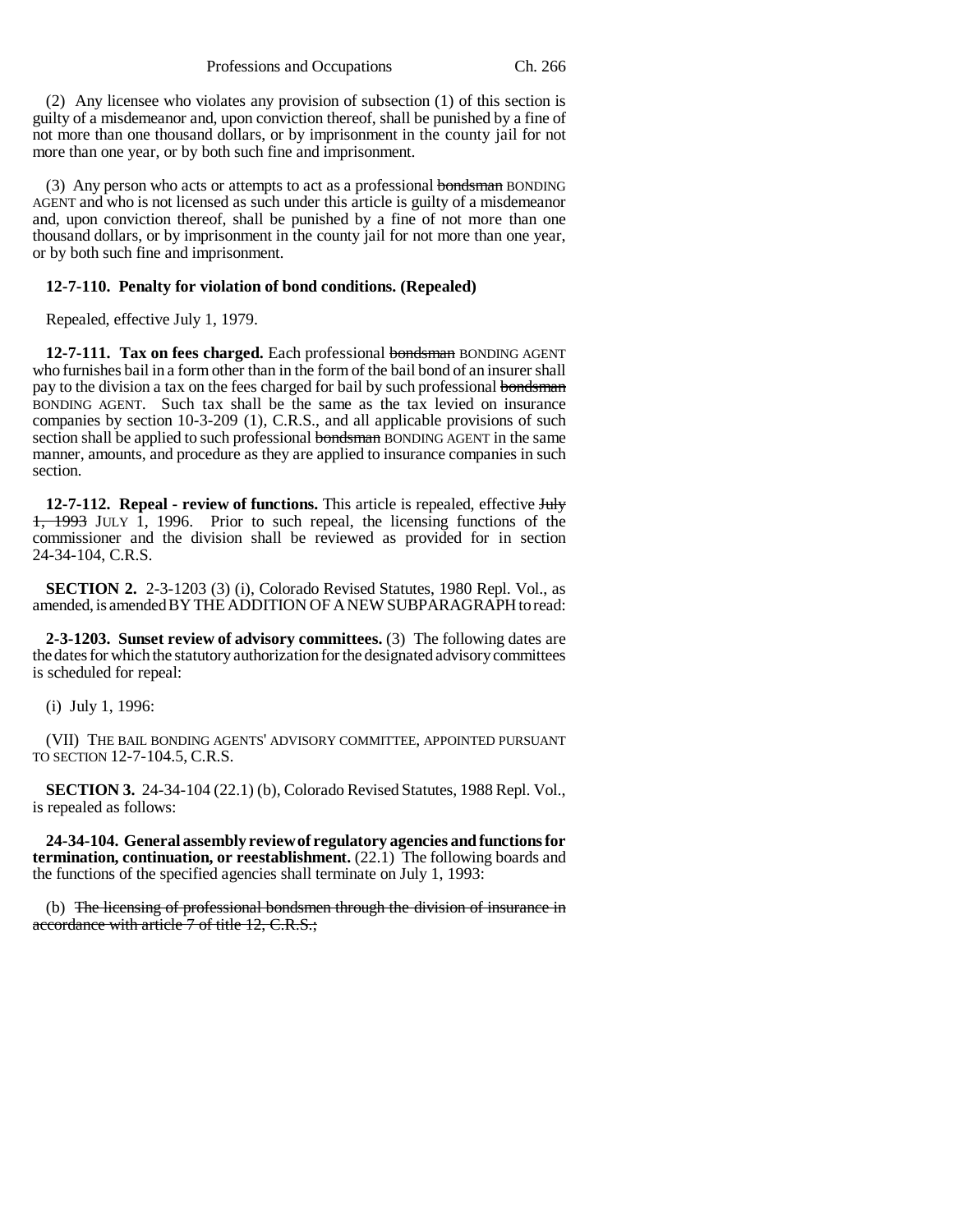(2) Any licensee who violates any provision of subsection (1) of this section is guilty of a misdemeanor and, upon conviction thereof, shall be punished by a fine of not more than one thousand dollars, or by imprisonment in the county jail for not more than one year, or by both such fine and imprisonment.

(3) Any person who acts or attempts to act as a professional ~~bondsman~~ BONDING AGENT and who is not licensed as such under this article is guilty of a misdemeanor and, upon conviction thereof, shall be punished by a fine of not more than one thousand dollars, or by imprisonment in the county jail for not more than one year, or by both such fine and imprisonment.

**12-7-110. Penalty for violation of bond conditions. (Repealed)**

Repealed, effective July 1, 1979.

**12-7-111. Tax on fees charged.** Each professional ~~bondsman~~ BONDING AGENT who furnishes bail in a form other than in the form of the bail bond of an insurer shall pay to the division a tax on the fees charged for bail by such professional ~~bondsman~~ BONDING AGENT. Such tax shall be the same as the tax levied on insurance companies by section 10-3-209 (1), C.R.S., and all applicable provisions of such section shall be applied to such professional ~~bondsman~~ BONDING AGENT in the same manner, amounts, and procedure as they are applied to insurance companies in such section.

**12-7-112. Repeal - review of functions.** This article is repealed, effective ~~July 1, 1993~~ JULY 1, 1996. Prior to such repeal, the licensing functions of the commissioner and the division shall be reviewed as provided for in section 24-34-104, C.R.S.

**SECTION 2.** 2-3-1203 (3) (i), Colorado Revised Statutes, 1980 Repl. Vol., as amended, is amended BY THE ADDITION OF A NEW SUBPARAGRAPH to read:

**2-3-1203. Sunset review of advisory committees.** (3) The following dates are the dates for which the statutory authorization for the designated advisory committees is scheduled for repeal:

(i) July 1, 1996:

(VII) THE BAIL BONDING AGENTS' ADVISORY COMMITTEE, APPOINTED PURSUANT TO SECTION 12-7-104.5, C.R.S.

**SECTION 3.** 24-34-104 (22.1) (b), Colorado Revised Statutes, 1988 Repl. Vol., is repealed as follows:

**24-34-104. General assembly review of regulatory agencies and functions for termination, continuation, or reestablishment.** (22.1) The following boards and the functions of the specified agencies shall terminate on July 1, 1993:

(b) ~~The licensing of professional bondsmen through the division of insurance in accordance with article 7 of title 12, C.R.S.;~~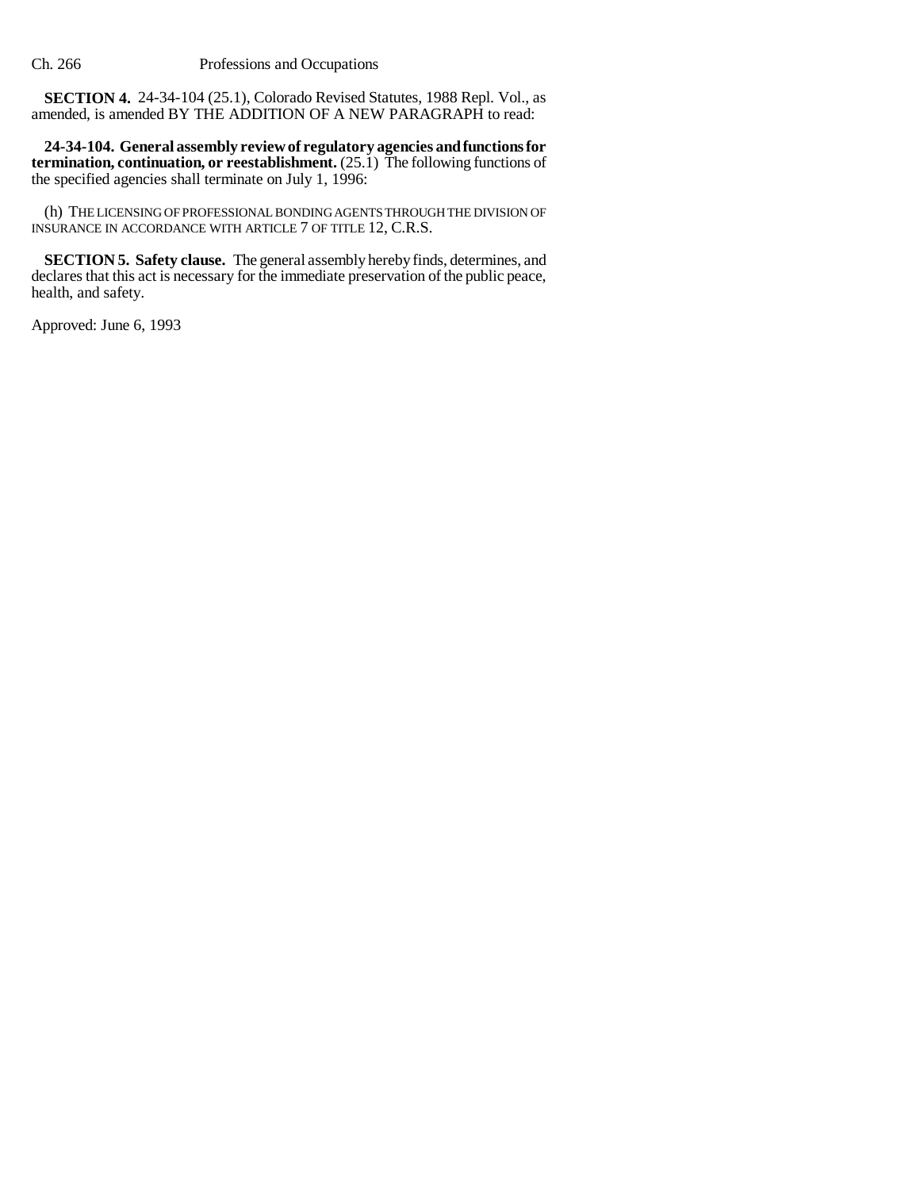**SECTION 4.** 24-34-104 (25.1), Colorado Revised Statutes, 1988 Repl. Vol., as amended, is amended BY THE ADDITION OF A NEW PARAGRAPH to read:

**24-34-104. General assembly review of regulatory agencies and functions for termination, continuation, or reestablishment.** (25.1) The following functions of the specified agencies shall terminate on July 1, 1996:

(h) THE LICENSING OF PROFESSIONAL BONDING AGENTS THROUGH THE DIVISION OF INSURANCE IN ACCORDANCE WITH ARTICLE 7 OF TITLE 12, C.R.S.

**SECTION 5. Safety clause.** The general assembly hereby finds, determines, and declares that this act is necessary for the immediate preservation of the public peace, health, and safety.

Approved: June 6, 1993